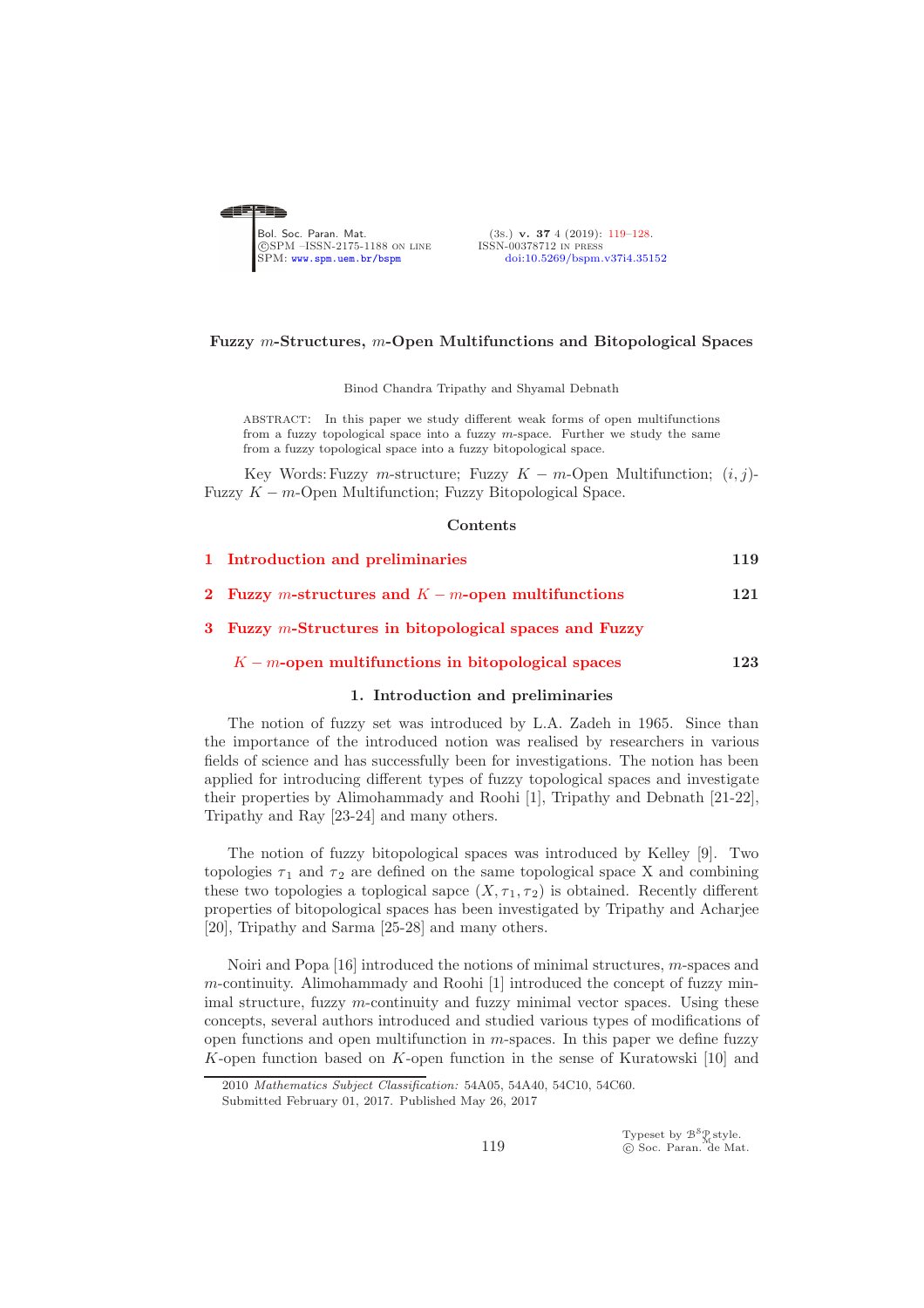# Fuzzy $m$-Structures, $m$-Open Multifunctions and Bitopological Spaces

Binod Chandra Tripathy and Shyamal Debnath

ABSTRACT: In this paper we study different weak forms of open multifunctions from a fuzzy topological space into a fuzzy $m$-space. Further we study the same from a fuzzy topological space into a fuzzy bitopological space.

Key Words: Fuzzy $m$-structure; Fuzzy $K - m$-Open Multifunction; $(i, j)$-Fuzzy $K - m$-Open Multifunction; Fuzzy Bitopological Space.

## Contents

1 Introduction and preliminaries — 119

2 Fuzzy $m$-structures and $K - m$-open multifunctions — 121

3 Fuzzy $m$-Structures in bitopological spaces and Fuzzy $K - m$-open multifunctions in bitopological spaces — 123

## 1. Introduction and preliminaries

The notion of fuzzy set was introduced by L.A. Zadeh in 1965. Since than the importance of the introduced notion was realised by researchers in various fields of science and has successfully been for investigations. The notion has been applied for introducing different types of fuzzy topological spaces and investigate their properties by Alimohammady and Roohi [1], Tripathy and Debnath [21-22], Tripathy and Ray [23-24] and many others.

The notion of fuzzy bitopological spaces was introduced by Kelley [9]. Two topologies $\tau_1$ and $\tau_2$ are defined on the same topological space X and combining these two topologies a toplogical sapce $(X, \tau_1, \tau_2)$ is obtained. Recently different properties of bitopological spaces has been investigated by Tripathy and Acharjee [20], Tripathy and Sarma [25-28] and many others.

Noiri and Popa [16] introduced the notions of minimal structures, $m$-spaces and $m$-continuity. Alimohammady and Roohi [1] introduced the concept of fuzzy minimal structure, fuzzy $m$-continuity and fuzzy minimal vector spaces. Using these concepts, several authors introduced and studied various types of modifications of open functions and open multifunction in $m$-spaces. In this paper we define fuzzy $K$-open function based on $K$-open function in the sense of Kuratowski [10] and

2010 *Mathematics Subject Classification:* 54A05, 54A40, 54C10, 54C60.
Submitted February 01, 2017. Published May 26, 2017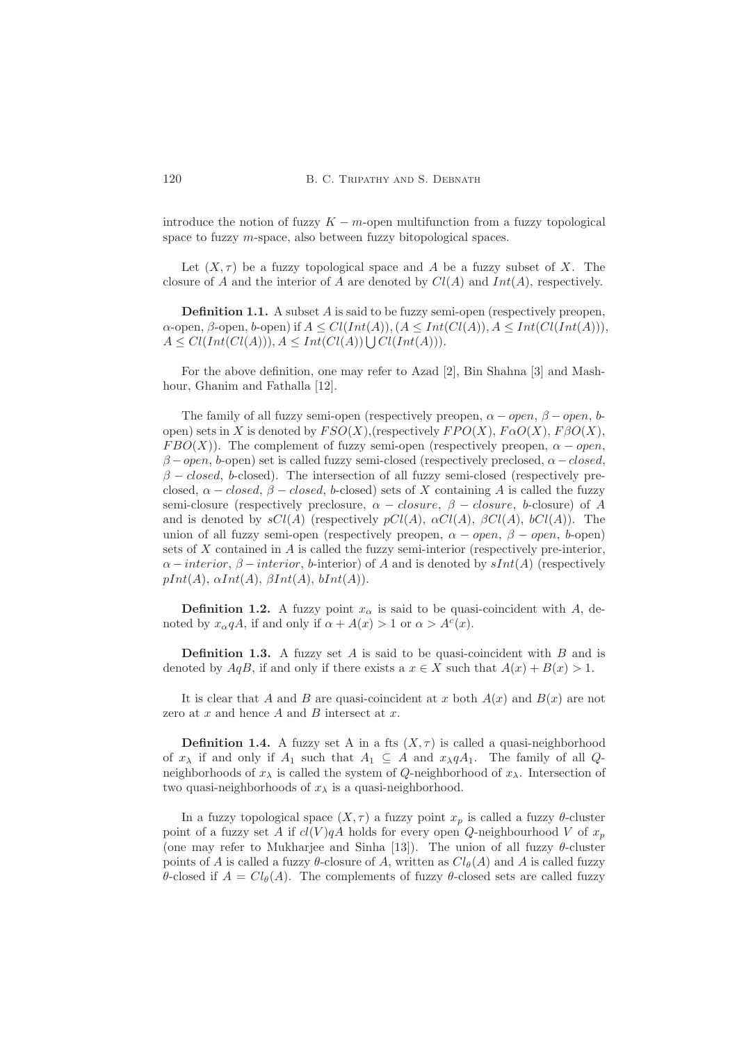introduce the notion of fuzzy $K-m$-open multifunction from a fuzzy topological space to fuzzy $m$-space, also between fuzzy bitopological spaces.

Let $(X, \tau)$ be a fuzzy topological space and $A$ be a fuzzy subset of $X$. The closure of $A$ and the interior of $A$ are denoted by $Cl(A)$ and $Int(A)$, respectively.

**Definition 1.1.** A subset $A$ is said to be fuzzy semi-open (respectively preopen, $\alpha$-open, $\beta$-open, $b$-open) if $A \leq Cl(Int(A)), (A \leq Int(Cl(A)), A \leq Int(Cl(Int(A))), A \leq Cl(Int(Cl(A))), A \leq Int(Cl(A)) \bigcup Cl(Int(A)))$.

For the above definition, one may refer to Azad [2], Bin Shahna [3] and Mashhour, Ghanim and Fathalla [12].

The family of all fuzzy semi-open (respectively preopen, $\alpha-open$, $\beta-open$, $b$-open) sets in $X$ is denoted by $FSO(X)$,(respectively $FPO(X)$, $F\alpha O(X)$, $F\beta O(X)$, $FBO(X)$). The complement of fuzzy semi-open (respectively preopen, $\alpha-open$, $\beta-open$, $b$-open) set is called fuzzy semi-closed (respectively preclosed, $\alpha-closed$, $\beta-closed$, $b$-closed). The intersection of all fuzzy semi-closed (respectively preclosed, $\alpha-closed$, $\beta-closed$, $b$-closed) sets of $X$ containing $A$ is called the fuzzy semi-closure (respectively preclosure, $\alpha-closure$, $\beta-closure$, $b$-closure) of $A$ and is denoted by $sCl(A)$ (respectively $pCl(A)$, $\alpha Cl(A)$, $\beta Cl(A)$, $bCl(A)$). The union of all fuzzy semi-open (respectively preopen, $\alpha-open$, $\beta-open$, $b$-open) sets of $X$ contained in $A$ is called the fuzzy semi-interior (respectively pre-interior, $\alpha-interior$, $\beta-interior$, $b$-interior) of $A$ and is denoted by $sInt(A)$ (respectively $pInt(A)$, $\alpha Int(A)$, $\beta Int(A)$, $bInt(A)$).

**Definition 1.2.** A fuzzy point $x_\alpha$ is said to be quasi-coincident with $A$, denoted by $x_\alpha qA$, if and only if $\alpha + A(x) > 1$ or $\alpha > A^c(x)$.

**Definition 1.3.** A fuzzy set $A$ is said to be quasi-coincident with $B$ and is denoted by $AqB$, if and only if there exists a $x \in X$ such that $A(x) + B(x) > 1$.

It is clear that $A$ and $B$ are quasi-coincident at $x$ both $A(x)$ and $B(x)$ are not zero at $x$ and hence $A$ and $B$ intersect at $x$.

**Definition 1.4.** A fuzzy set A in a fts $(X, \tau)$ is called a quasi-neighborhood of $x_\lambda$ if and only if $A_1$ such that $A_1 \subseteq A$ and $x_\lambda qA_1$. The family of all $Q$-neighborhoods of $x_\lambda$ is called the system of $Q$-neighborhood of $x_\lambda$. Intersection of two quasi-neighborhoods of $x_\lambda$ is a quasi-neighborhood.

In a fuzzy topological space $(X, \tau)$ a fuzzy point $x_p$ is called a fuzzy $\theta$-cluster point of a fuzzy set $A$ if $cl(V)qA$ holds for every open $Q$-neighbourhood $V$ of $x_p$ (one may refer to Mukharjee and Sinha [13]). The union of all fuzzy $\theta$-cluster points of $A$ is called a fuzzy $\theta$-closure of $A$, written as $Cl_\theta(A)$ and $A$ is called fuzzy $\theta$-closed if $A = Cl_\theta(A)$. The complements of fuzzy $\theta$-closed sets are called fuzzy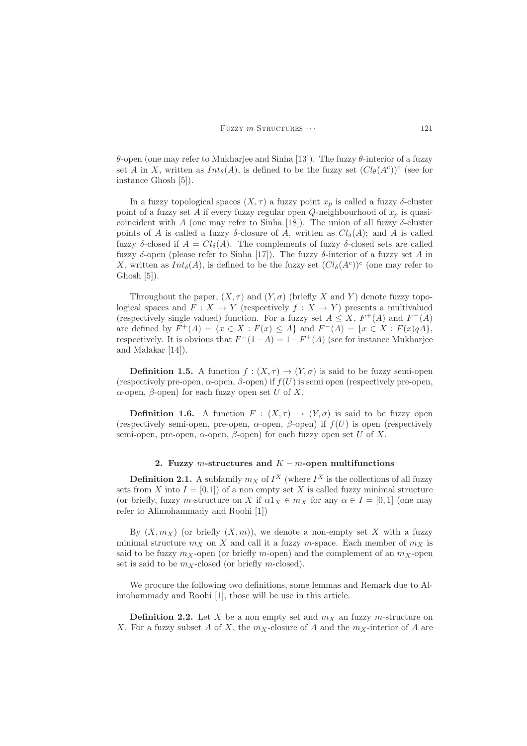$\theta$-open (one may refer to Mukharjee and Sinha [13]). The fuzzy $\theta$-interior of a fuzzy set $A$ in $X$, written as $Int_\theta(A)$, is defined to be the fuzzy set $(Cl_\theta(A^c))^c$ (see for instance Ghosh [5]).

In a fuzzy topological spaces $(X, \tau)$ a fuzzy point $x_p$ is called a fuzzy $\delta$-cluster point of a fuzzy set $A$ if every fuzzy regular open $Q$-neighbourhood of $x_p$ is quasi-coincident with $A$ (one may refer to Sinha [18]). The union of all fuzzy $\delta$-cluster points of $A$ is called a fuzzy $\delta$-closure of $A$, written as $Cl_\delta(A)$; and $A$ is called fuzzy $\delta$-closed if $A = Cl_\delta(A)$. The complements of fuzzy $\delta$-closed sets are called fuzzy $\delta$-open (please refer to Sinha [17]). The fuzzy $\delta$-interior of a fuzzy set $A$ in $X$, written as $Int_\delta(A)$, is defined to be the fuzzy set $(Cl_\delta(A^c))^c$ (one may refer to Ghosh [5]).

Throughout the paper, $(X, \tau)$ and $(Y, \sigma)$ (briefly $X$ and $Y$) denote fuzzy topological spaces and $F : X \to Y$ (respectively $f : X \to Y$) presents a multivalued (respectively single valued) function. For a fuzzy set $A \leq X$, $F^+(A)$ and $F^-(A)$ are defined by $F^+(A) = \{x \in X : F(x) \leq A\}$ and $F^-(A) = \{x \in X : F(x)qA\}$, respectively. It is obvious that $F^-(1-A) = 1 - F^+(A)$ (see for instance Mukharjee and Malakar [14]).

**Definition 1.5.** A function $f : (X, \tau) \to (Y, \sigma)$ is said to be fuzzy semi-open (respectively pre-open, $\alpha$-open, $\beta$-open) if $f(U)$ is semi open (respectively pre-open, $\alpha$-open, $\beta$-open) for each fuzzy open set $U$ of $X$.

**Definition 1.6.** A function $F : (X, \tau) \to (Y, \sigma)$ is said to be fuzzy open (respectively semi-open, pre-open, $\alpha$-open, $\beta$-open) if $f(U)$ is open (respectively semi-open, pre-open, $\alpha$-open, $\beta$-open) for each fuzzy open set $U$ of $X$.

## 2. Fuzzy $m$-structures and $K - m$-open multifunctions

**Definition 2.1.** A subfamily $m_X$ of $I^X$ (where $I^X$ is the collections of all fuzzy sets from $X$ into $I = [0,1]$) of a non empty set $X$ is called fuzzy minimal structure (or briefly, fuzzy $m$-structure on $X$ if $\alpha 1_X \in m_X$ for any $\alpha \in I = [0, 1]$ (one may refer to Alimohammady and Roohi [1])

By $(X, m_X)$ (or briefly $(X, m)$), we denote a non-empty set $X$ with a fuzzy minimal structure $m_X$ on $X$ and call it a fuzzy $m$-space. Each member of $m_X$ is said to be fuzzy $m_X$-open (or briefly $m$-open) and the complement of an $m_X$-open set is said to be $m_X$-closed (or briefly $m$-closed).

We procure the following two definitions, some lemmas and Remark due to Alimohammady and Roohi [1], those will be use in this article.

**Definition 2.2.** Let $X$ be a non empty set and $m_X$ an fuzzy $m$-structure on $X$. For a fuzzy subset $A$ of $X$, the $m_X$-closure of $A$ and the $m_X$-interior of $A$ are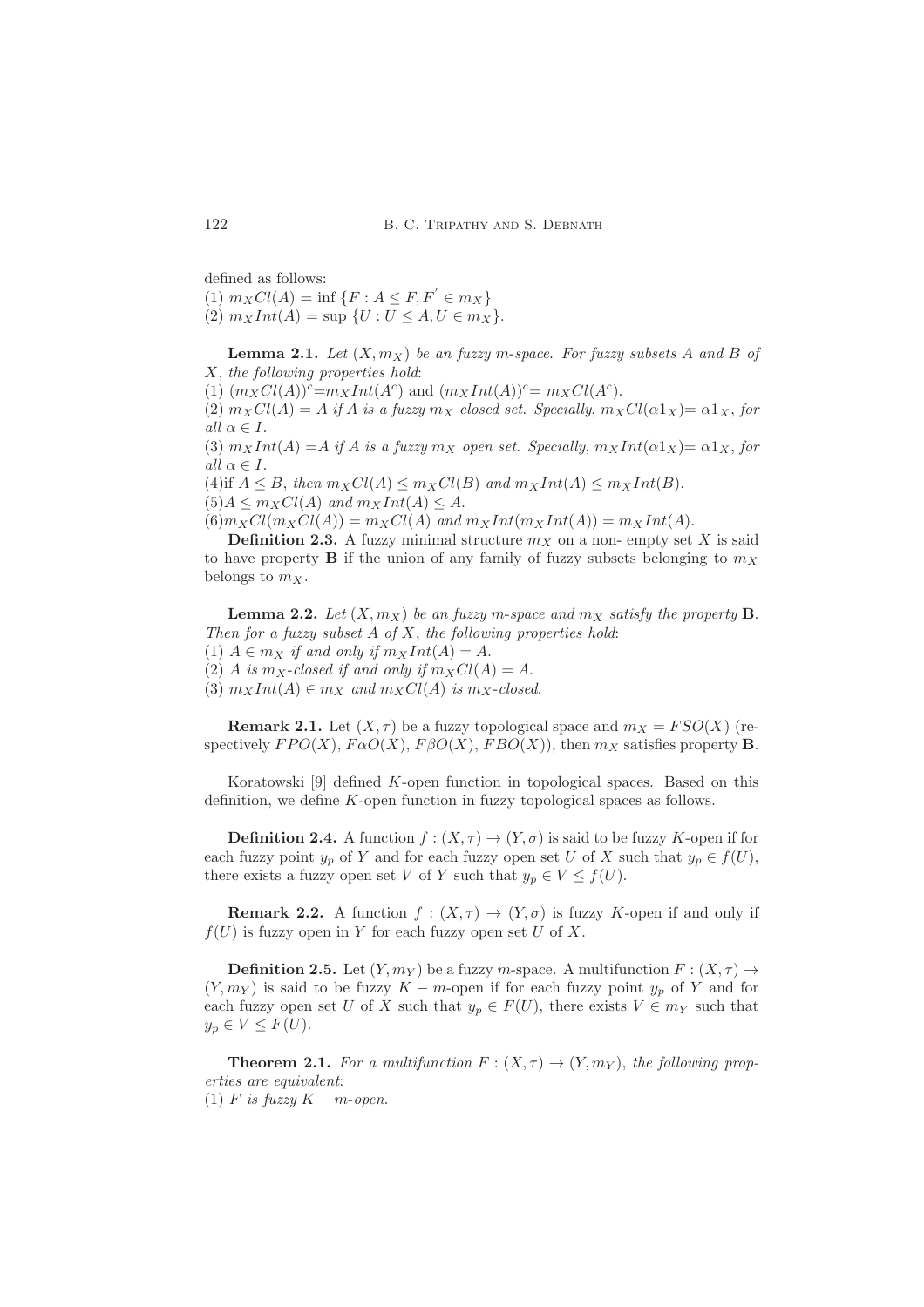defined as follows:

(1) $m_X Cl(A) = \inf \{F : A \leq F, F^{'} \in m_X\}$

(2) $m_X Int(A) = \sup \{U : U \leq A, U \in m_X\}$.

**Lemma 2.1.** *Let $(X, m_X)$ be an fuzzy m-space. For fuzzy subsets $A$ and $B$ of $X$, the following properties hold*:

(1) $(m_X Cl(A))^c = m_X Int(A^c)$ and $(m_X Int(A))^c = m_X Cl(A^c)$.

(2) *$m_X Cl(A) = A$ if $A$ is a fuzzy $m_X$ closed set. Specially, $m_X Cl(\alpha 1_X) = \alpha 1_X$, for all $\alpha \in I$.*

(3) *$m_X Int(A) = A$ if $A$ is a fuzzy $m_X$ open set. Specially, $m_X Int(\alpha 1_X) = \alpha 1_X$, for all $\alpha \in I$.*

(4)*if $A \leq B$, then $m_X Cl(A) \leq m_X Cl(B)$ and $m_X Int(A) \leq m_X Int(B)$.*

(5)*$A \leq m_X Cl(A)$ and $m_X Int(A) \leq A$.*

(6)*$m_X Cl(m_X Cl(A)) = m_X Cl(A)$ and $m_X Int(m_X Int(A)) = m_X Int(A)$.*

**Definition 2.3.** A fuzzy minimal structure $m_X$ on a non- empty set $X$ is said to have property **B** if the union of any family of fuzzy subsets belonging to $m_X$ belongs to $m_X$.

**Lemma 2.2.** *Let $(X, m_X)$ be an fuzzy m-space and $m_X$ satisfy the property* **B**. *Then for a fuzzy subset $A$ of $X$, the following properties hold*:

(1) *$A \in m_X$ if and only if $m_X Int(A) = A$.*

(2) *$A$ is $m_X$-closed if and only if $m_X Cl(A) = A$.*

(3) *$m_X Int(A) \in m_X$ and $m_X Cl(A)$ is $m_X$-closed.*

**Remark 2.1.** Let $(X, \tau)$ be a fuzzy topological space and $m_X = FSO(X)$ (respectively $FPO(X)$, $F\alpha O(X)$, $F\beta O(X)$, $FBO(X)$), then $m_X$ satisfies property **B**.

Koratowski [9] defined $K$-open function in topological spaces. Based on this definition, we define $K$-open function in fuzzy topological spaces as follows.

**Definition 2.4.** A function $f : (X, \tau) \to (Y, \sigma)$ is said to be fuzzy $K$-open if for each fuzzy point $y_p$ of $Y$ and for each fuzzy open set $U$ of $X$ such that $y_p \in f(U)$, there exists a fuzzy open set $V$ of $Y$ such that $y_p \in V \leq f(U)$.

**Remark 2.2.** A function $f : (X, \tau) \to (Y, \sigma)$ is fuzzy $K$-open if and only if $f(U)$ is fuzzy open in $Y$ for each fuzzy open set $U$ of $X$.

**Definition 2.5.** Let $(Y, m_Y)$ be a fuzzy $m$-space. A multifunction $F : (X, \tau) \to (Y, m_Y)$ is said to be fuzzy $K - m$-open if for each fuzzy point $y_p$ of $Y$ and for each fuzzy open set $U$ of $X$ such that $y_p \in F(U)$, there exists $V \in m_Y$ such that $y_p \in V \leq F(U)$.

**Theorem 2.1.** *For a multifunction $F : (X, \tau) \to (Y, m_Y)$, the following properties are equivalent*:

(1) *$F$ is fuzzy $K - m$-open.*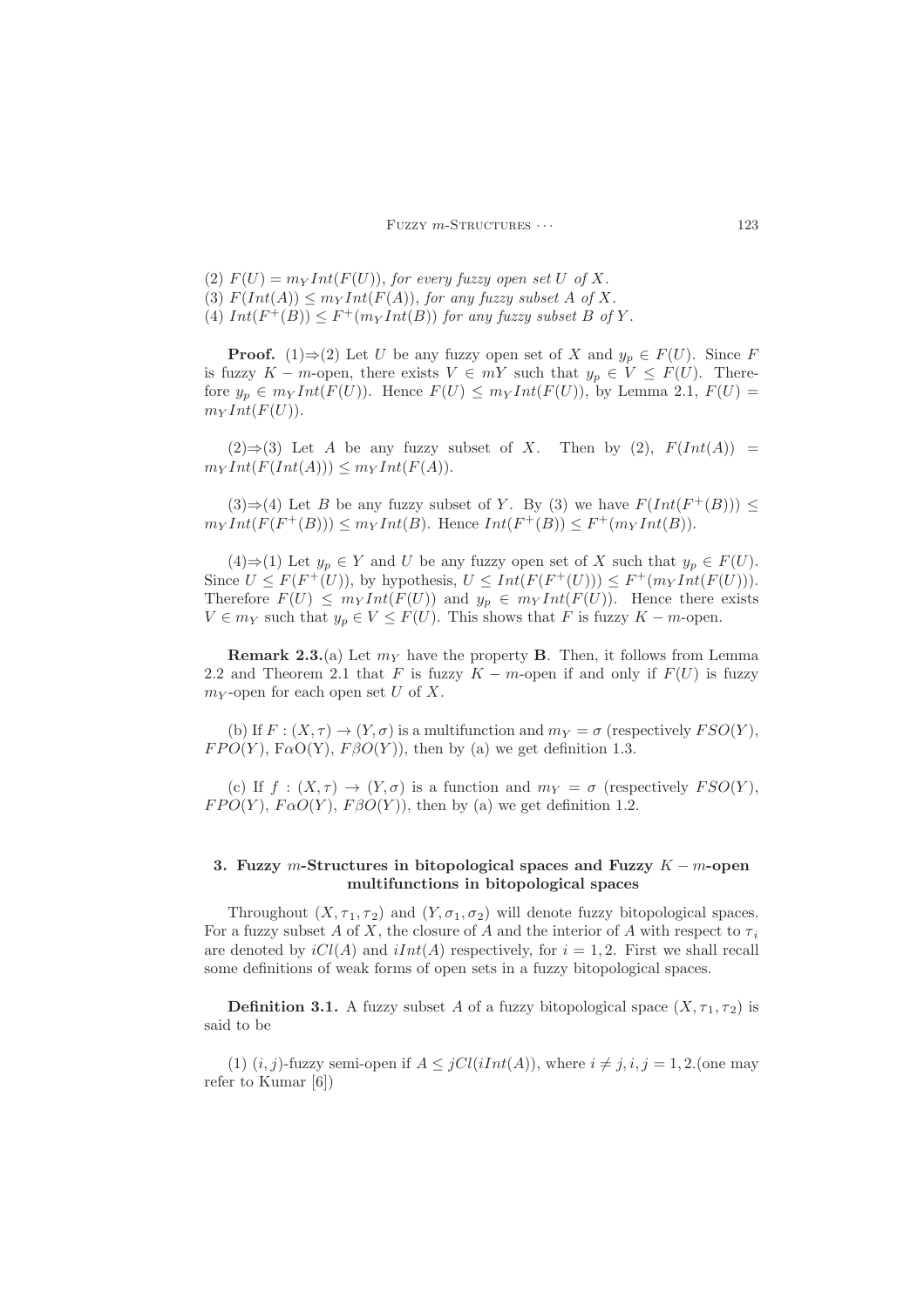(2) $F(U) = m_Y Int(F(U))$, *for every fuzzy open set* $U$ *of* $X$.
(3) $F(Int(A)) \leq m_Y Int(F(A))$, *for any fuzzy subset* $A$ *of* $X$.
(4) $Int(F^+(B)) \leq F^+(m_Y Int(B))$ *for any fuzzy subset* $B$ *of* $Y$.

**Proof.** (1)⇒(2) Let $U$ be any fuzzy open set of $X$ and $y_p \in F(U)$. Since $F$ is fuzzy $K-m$-open, there exists $V \in mY$ such that $y_p \in V \leq F(U)$. Therefore $y_p \in m_Y Int(F(U))$. Hence $F(U) \leq m_Y Int(F(U))$, by Lemma 2.1, $F(U) = m_Y Int(F(U))$.

(2)⇒(3) Let $A$ be any fuzzy subset of $X$. Then by (2), $F(Int(A)) = m_Y Int(F(Int(A))) \leq m_Y Int(F(A))$.

(3)⇒(4) Let $B$ be any fuzzy subset of $Y$. By (3) we have $F(Int(F^+(B))) \leq m_Y Int(F(F^+(B))) \leq m_Y Int(B)$. Hence $Int(F^+(B)) \leq F^+(m_Y Int(B))$.

(4)⇒(1) Let $y_p \in Y$ and $U$ be any fuzzy open set of $X$ such that $y_p \in F(U)$. Since $U \leq F(F^+(U))$, by hypothesis, $U \leq Int(F(F^+(U))) \leq F^+(m_Y Int(F(U)))$. Therefore $F(U) \leq m_Y Int(F(U))$ and $y_p \in m_Y Int(F(U))$. Hence there exists $V \in m_Y$ such that $y_p \in V \leq F(U)$. This shows that $F$ is fuzzy $K-m$-open.

**Remark 2.3.**(a) Let $m_Y$ have the property **B**. Then, it follows from Lemma 2.2 and Theorem 2.1 that $F$ is fuzzy $K-m$-open if and only if $F(U)$ is fuzzy $m_Y$-open for each open set $U$ of $X$.

(b) If $F : (X, \tau) \to (Y, \sigma)$ is a multifunction and $m_Y = \sigma$ (respectively $FSO(Y)$, $FPO(Y)$, F$\alpha$O(Y), $F\beta O(Y)$), then by (a) we get definition 1.3.

(c) If $f : (X, \tau) \to (Y, \sigma)$ is a function and $m_Y = \sigma$ (respectively $FSO(Y)$, $FPO(Y)$, $F\alpha O(Y)$, $F\beta O(Y)$), then by (a) we get definition 1.2.

## 3. Fuzzy $m$-Structures in bitopological spaces and Fuzzy $K-m$-open multifunctions in bitopological spaces

Throughout $(X, \tau_1, \tau_2)$ and $(Y, \sigma_1, \sigma_2)$ will denote fuzzy bitopological spaces. For a fuzzy subset $A$ of $X$, the closure of $A$ and the interior of $A$ with respect to $\tau_i$ are denoted by $iCl(A)$ and $iInt(A)$ respectively, for $i = 1, 2$. First we shall recall some definitions of weak forms of open sets in a fuzzy bitopological spaces.

**Definition 3.1.** A fuzzy subset $A$ of a fuzzy bitopological space $(X, \tau_1, \tau_2)$ is said to be

(1) $(i, j)$-fuzzy semi-open if $A \leq jCl(iInt(A))$, where $i \neq j, i, j = 1, 2$.(one may refer to Kumar [6])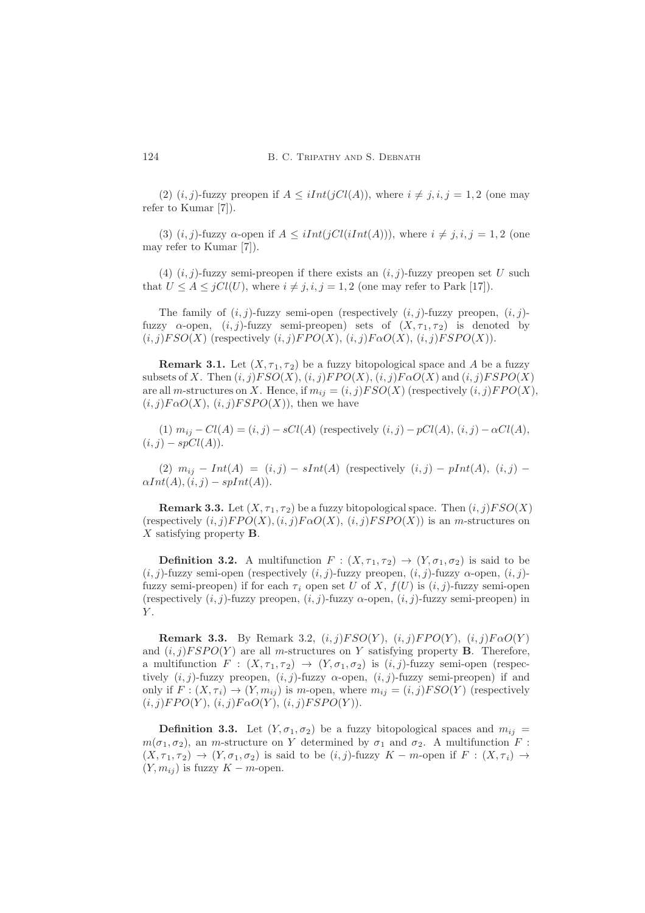(2) $(i, j)$-fuzzy preopen if $A \leq iInt(jCl(A))$, where $i \neq j, i, j = 1, 2$ (one may refer to Kumar [7]).

(3) $(i, j)$-fuzzy $\alpha$-open if $A \leq iInt(jCl(iInt(A)))$, where $i \neq j, i, j = 1, 2$ (one may refer to Kumar [7]).

(4) $(i, j)$-fuzzy semi-preopen if there exists an $(i, j)$-fuzzy preopen set $U$ such that $U \leq A \leq jCl(U)$, where $i \neq j, i, j = 1, 2$ (one may refer to Park [17]).

The family of $(i, j)$-fuzzy semi-open (respectively $(i, j)$-fuzzy preopen, $(i, j)$-fuzzy $\alpha$-open, $(i, j)$-fuzzy semi-preopen) sets of $(X, \tau_1, \tau_2)$ is denoted by $(i, j)FSO(X)$ (respectively $(i, j)FPO(X)$, $(i, j)F\alpha O(X)$, $(i, j)FSPO(X)$).

**Remark 3.1.** Let $(X, \tau_1, \tau_2)$ be a fuzzy bitopological space and $A$ be a fuzzy subsets of $X$. Then $(i, j)FSO(X)$, $(i, j)FPO(X)$, $(i, j)F\alpha O(X)$ and $(i, j)FSPO(X)$ are all $m$-structures on $X$. Hence, if $m_{ij} = (i, j)FSO(X)$ (respectively $(i, j)FPO(X)$, $(i, j)F\alpha O(X)$, $(i, j)FSPO(X)$), then we have

(1) $m_{ij} - Cl(A) = (i, j) - sCl(A)$ (respectively $(i, j) - pCl(A)$, $(i, j) - \alpha Cl(A)$, $(i, j) - spCl(A)$).

(2) $m_{ij} - Int(A) = (i, j) - sInt(A)$ (respectively $(i, j) - pInt(A)$, $(i, j) - \alpha Int(A), (i, j) - spInt(A)$).

**Remark 3.3.** Let $(X, \tau_1, \tau_2)$ be a fuzzy bitopological space. Then $(i, j)FSO(X)$ (respectively $(i, j)FPO(X), (i, j)F\alpha O(X)$, $(i, j)FSPO(X)$) is an $m$-structures on $X$ satisfying property **B**.

**Definition 3.2.** A multifunction $F : (X, \tau_1, \tau_2) \to (Y, \sigma_1, \sigma_2)$ is said to be $(i, j)$-fuzzy semi-open (respectively $(i, j)$-fuzzy preopen, $(i, j)$-fuzzy $\alpha$-open, $(i, j)$-fuzzy semi-preopen) if for each $\tau_i$ open set $U$ of $X$, $f(U)$ is $(i, j)$-fuzzy semi-open (respectively $(i, j)$-fuzzy preopen, $(i, j)$-fuzzy $\alpha$-open, $(i, j)$-fuzzy semi-preopen) in $Y$.

**Remark 3.3.** By Remark 3.2, $(i, j)FSO(Y)$, $(i, j)FPO(Y)$, $(i, j)F\alpha O(Y)$ and $(i, j)FSPO(Y)$ are all $m$-structures on $Y$ satisfying property **B**. Therefore, a multifunction $F : (X, \tau_1, \tau_2) \to (Y, \sigma_1, \sigma_2)$ is $(i, j)$-fuzzy semi-open (respectively $(i, j)$-fuzzy preopen, $(i, j)$-fuzzy $\alpha$-open, $(i, j)$-fuzzy semi-preopen) if and only if $F : (X, \tau_i) \to (Y, m_{ij})$ is $m$-open, where $m_{ij} = (i, j)FSO(Y)$ (respectively $(i, j)FPO(Y)$, $(i, j)F\alpha O(Y)$, $(i, j)FSPO(Y)$).

**Definition 3.3.** Let $(Y, \sigma_1, \sigma_2)$ be a fuzzy bitopological spaces and $m_{ij} = m(\sigma_1, \sigma_2)$, an $m$-structure on $Y$ determined by $\sigma_1$ and $\sigma_2$. A multifunction $F : (X, \tau_1, \tau_2) \to (Y, \sigma_1, \sigma_2)$ is said to be $(i, j)$-fuzzy $K - m$-open if $F : (X, \tau_i) \to (Y, m_{ij})$ is fuzzy $K - m$-open.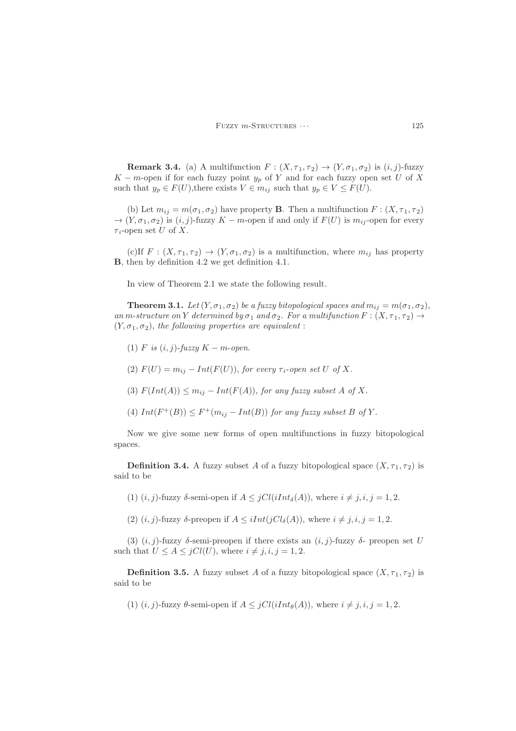**Remark 3.4.** (a) A multifunction $F : (X, \tau_1, \tau_2) \to (Y, \sigma_1, \sigma_2)$ is $(i, j)$-fuzzy $K - m$-open if for each fuzzy point $y_p$ of $Y$ and for each fuzzy open set $U$ of $X$ such that $y_p \in F(U)$,there exists $V \in m_{ij}$ such that $y_p \in V \leq F(U)$.

(b) Let $m_{ij} = m(\sigma_1, \sigma_2)$ have property **B**. Then a multifunction $F : (X, \tau_1, \tau_2) \to (Y, \sigma_1, \sigma_2)$ is $(i, j)$-fuzzy $K - m$-open if and only if $F(U)$ is $m_{ij}$-open for every $\tau_i$-open set $U$ of $X$.

(c)If $F : (X, \tau_1, \tau_2) \to (Y, \sigma_1, \sigma_2)$ is a multifunction, where $m_{ij}$ has property **B**, then by definition 4.2 we get definition 4.1.

In view of Theorem 2.1 we state the following result.

**Theorem 3.1.** *Let $(Y, \sigma_1, \sigma_2)$ be a fuzzy bitopological spaces and $m_{ij} = m(\sigma_1, \sigma_2)$, an $m$-structure on $Y$ determined by $\sigma_1$ and $\sigma_2$. For a multifunction $F : (X, \tau_1, \tau_2) \to (Y, \sigma_1, \sigma_2)$, the following properties are equivalent :*

(1) *$F$ is $(i, j)$-fuzzy $K - m$-open.*

(2) *$F(U) = m_{ij} - Int(F(U))$, for every $\tau_i$-open set $U$ of $X$.*

(3) *$F(Int(A)) \leq m_{ij} - Int(F(A))$, for any fuzzy subset $A$ of $X$.*

(4) *$Int(F^+(B)) \leq F^+(m_{ij} - Int(B))$ for any fuzzy subset $B$ of $Y$.*

Now we give some new forms of open multifunctions in fuzzy bitopological spaces.

**Definition 3.4.** A fuzzy subset $A$ of a fuzzy bitopological space $(X, \tau_1, \tau_2)$ is said to be

(1) $(i, j)$-fuzzy $\delta$-semi-open if $A \leq jCl(iInt_\delta(A))$, where $i \neq j, i, j = 1, 2$.

(2) $(i, j)$-fuzzy $\delta$-preopen if $A \leq iInt(jCl_\delta(A))$, where $i \neq j, i, j = 1, 2$.

(3) $(i, j)$-fuzzy $\delta$-semi-preopen if there exists an $(i, j)$-fuzzy $\delta$- preopen set $U$ such that $U \leq A \leq jCl(U)$, where $i \neq j, i, j = 1, 2$.

**Definition 3.5.** A fuzzy subset $A$ of a fuzzy bitopological space $(X, \tau_1, \tau_2)$ is said to be

(1) $(i, j)$-fuzzy $\theta$-semi-open if $A \leq jCl(iInt_\theta(A))$, where $i \neq j, i, j = 1, 2$.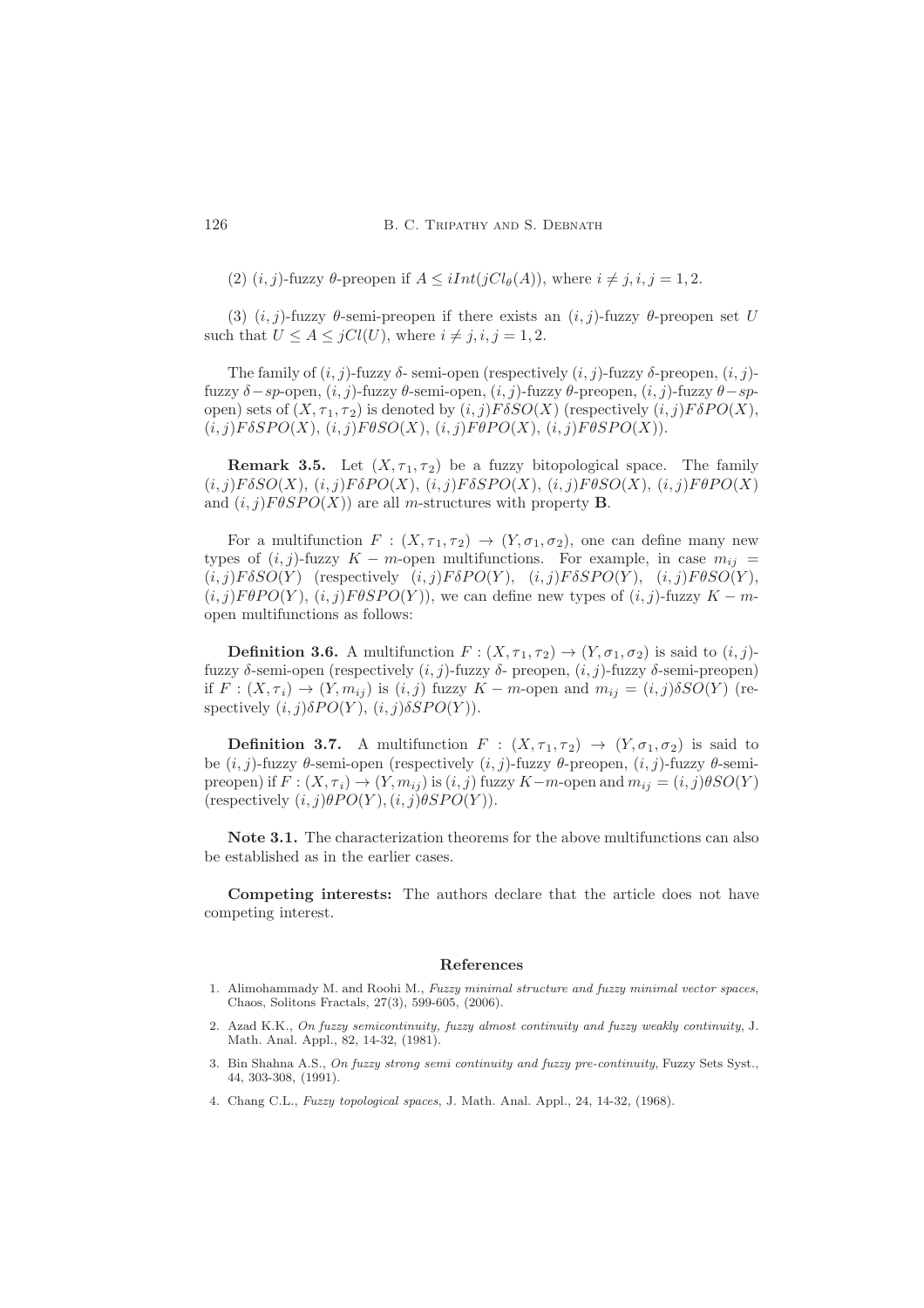(2) $(i,j)$-fuzzy $\theta$-preopen if $A \leq iInt(jCl_\theta(A))$, where $i \neq j, i, j = 1, 2$.

(3) $(i,j)$-fuzzy $\theta$-semi-preopen if there exists an $(i,j)$-fuzzy $\theta$-preopen set $U$ such that $U \leq A \leq jCl(U)$, where $i \neq j, i, j = 1, 2$.

The family of $(i,j)$-fuzzy $\delta$- semi-open (respectively $(i,j)$-fuzzy $\delta$-preopen, $(i,j)$-fuzzy $\delta - sp$-open, $(i,j)$-fuzzy $\theta$-semi-open, $(i,j)$-fuzzy $\theta$-preopen, $(i,j)$-fuzzy $\theta - sp$-open) sets of $(X, \tau_1, \tau_2)$ is denoted by $(i,j)F\delta SO(X)$ (respectively $(i,j)F\delta PO(X)$, $(i,j)F\delta SPO(X)$, $(i,j)F\theta SO(X)$, $(i,j)F\theta PO(X)$, $(i,j)F\theta SPO(X)$).

**Remark 3.5.** Let $(X, \tau_1, \tau_2)$ be a fuzzy bitopological space. The family $(i,j)F\delta SO(X)$, $(i,j)F\delta PO(X)$, $(i,j)F\delta SPO(X)$, $(i,j)F\theta SO(X)$, $(i,j)F\theta PO(X)$ and $(i,j)F\theta SPO(X)$) are all $m$-structures with property **B**.

For a multifunction $F : (X, \tau_1, \tau_2) \to (Y, \sigma_1, \sigma_2)$, one can define many new types of $(i,j)$-fuzzy $K - m$-open multifunctions. For example, in case $m_{ij} = (i,j)F\delta SO(Y)$ (respectively $(i,j)F\delta PO(Y)$, $(i,j)F\delta SPO(Y)$, $(i,j)F\theta SO(Y)$, $(i,j)F\theta PO(Y)$, $(i,j)F\theta SPO(Y)$), we can define new types of $(i,j)$-fuzzy $K - m$-open multifunctions as follows:

**Definition 3.6.** A multifunction $F : (X, \tau_1, \tau_2) \to (Y, \sigma_1, \sigma_2)$ is said to $(i,j)$-fuzzy $\delta$-semi-open (respectively $(i,j)$-fuzzy $\delta$- preopen, $(i,j)$-fuzzy $\delta$-semi-preopen) if $F : (X, \tau_i) \to (Y, m_{ij})$ is $(i,j)$ fuzzy $K - m$-open and $m_{ij} = (i,j)\delta SO(Y)$ (respectively $(i,j)\delta PO(Y)$, $(i,j)\delta SPO(Y)$).

**Definition 3.7.** A multifunction $F : (X, \tau_1, \tau_2) \to (Y, \sigma_1, \sigma_2)$ is said to be $(i,j)$-fuzzy $\theta$-semi-open (respectively $(i,j)$-fuzzy $\theta$-preopen, $(i,j)$-fuzzy $\theta$-semi-preopen) if $F : (X, \tau_i) \to (Y, m_{ij})$ is $(i,j)$ fuzzy $K-m$-open and $m_{ij} = (i,j)\theta SO(Y)$ (respectively $(i,j)\theta PO(Y)$, $(i,j)\theta SPO(Y)$).

**Note 3.1.** The characterization theorems for the above multifunctions can also be established as in the earlier cases.

**Competing interests:** The authors declare that the article does not have competing interest.

## References

1. Alimohammady M. and Roohi M., *Fuzzy minimal structure and fuzzy minimal vector spaces*, Chaos, Solitons Fractals, 27(3), 599-605, (2006).
2. Azad K.K., *On fuzzy semicontinuity, fuzzy almost continuity and fuzzy weakly continuity*, J. Math. Anal. Appl., 82, 14-32, (1981).
3. Bin Shahna A.S., *On fuzzy strong semi continuity and fuzzy pre-continuity*, Fuzzy Sets Syst., 44, 303-308, (1991).
4. Chang C.L., *Fuzzy topological spaces*, J. Math. Anal. Appl., 24, 14-32, (1968).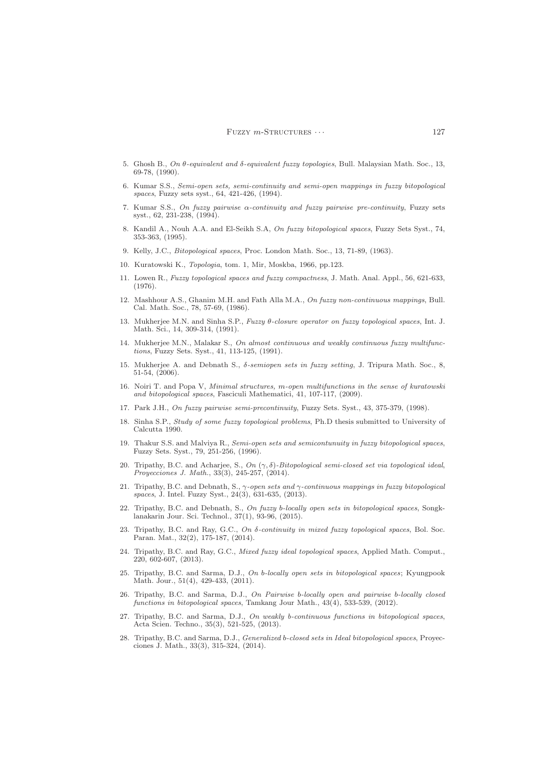5. Ghosh B., *On $\theta$-equivalent and $\delta$-equivalent fuzzy topologies*, Bull. Malaysian Math. Soc., 13, 69-78, (1990).

6. Kumar S.S., *Semi-open sets, semi-continuity and semi-open mappings in fuzzy bitopological spaces*, Fuzzy sets syst., 64, 421-426, (1994).

7. Kumar S.S., *On fuzzy pairwise $\alpha$-continuity and fuzzy pairwise pre-continuity*, Fuzzy sets syst., 62, 231-238, (1994).

8. Kandil A., Nouh A.A. and El-Seikh S.A, *On fuzzy bitopological spaces*, Fuzzy Sets Syst., 74, 353-363, (1995).

9. Kelly, J.C., *Bitopological spaces*, Proc. London Math. Soc., 13, 71-89, (1963).

10. Kuratowski K., *Topologia*, tom. 1, Mir, Moskba, 1966, pp.123.

11. Lowen R., *Fuzzy topological spaces and fuzzy compactness*, J. Math. Anal. Appl., 56, 621-633, (1976).

12. Mashhour A.S., Ghanim M.H. and Fath Alla M.A., *On fuzzy non-continuous mappings*, Bull. Cal. Math. Soc., 78, 57-69, (1986).

13. Mukherjee M.N. and Sinha S.P., *Fuzzy $\theta$-closure operator on fuzzy topological spaces*, Int. J. Math. Sci., 14, 309-314, (1991).

14. Mukherjee M.N., Malakar S., *On almost continuous and weakly continuous fuzzy multifunctions*, Fuzzy Sets. Syst., 41, 113-125, (1991).

15. Mukherjee A. and Debnath S., *$\delta$-semiopen sets in fuzzy setting*, J. Tripura Math. Soc., 8, 51-54, (2006).

16. Noiri T. and Popa V, *Minimal structures, m-open multifunctions in the sense of kuratowski and bitopological spaces*, Fasciculi Mathematici, 41, 107-117, (2009).

17. Park J.H., *On fuzzy pairwise semi-precontinuity*, Fuzzy Sets. Syst., 43, 375-379, (1998).

18. Sinha S.P., *Study of some fuzzy topological problems*, Ph.D thesis submitted to University of Calcutta 1990.

19. Thakur S.S. and Malviya R., *Semi-open sets and semicontunuity in fuzzy bitopological spaces*, Fuzzy Sets. Syst., 79, 251-256, (1996).

20. Tripathy, B.C. and Acharjee, S., *On $(\gamma, \delta)$-Bitopological semi-closed set via topological ideal*, *Proyecciones J. Math.*, 33(3), 245-257, (2014).

21. Tripathy, B.C. and Debnath, S., *$\gamma$-open sets and $\gamma$-continuous mappings in fuzzy bitopological spaces*, J. Intel. Fuzzy Syst., 24(3), 631-635, (2013).

22. Tripathy, B.C. and Debnath, S., *On fuzzy b-locally open sets in bitopological spaces*, Songklanakarin Jour. Sci. Technol., 37(1), 93-96, (2015).

23. Tripathy, B.C. and Ray, G.C., *On $\delta$-continuity in mixed fuzzy topological spaces*, Bol. Soc. Paran. Mat., 32(2), 175-187, (2014).

24. Tripathy, B.C. and Ray, G.C., *Mixed fuzzy ideal topological spaces*, Applied Math. Comput., 220, 602-607, (2013).

25. Tripathy, B.C. and Sarma, D.J., *On b-locally open sets in bitopological spaces*; Kyungpook Math. Jour., 51(4), 429-433, (2011).

26. Tripathy, B.C. and Sarma, D.J., *On Pairwise b-locally open and pairwise b-locally closed functions in bitopological spaces*, Tamkang Jour Math., 43(4), 533-539, (2012).

27. Tripathy, B.C. and Sarma, D.J., *On weakly b-continuous functions in bitopological spaces*, Acta Scien. Techno., 35(3), 521-525, (2013).

28. Tripathy, B.C. and Sarma, D.J., *Generalized b-closed sets in Ideal bitopological spaces*, Proyecciones J. Math., 33(3), 315-324, (2014).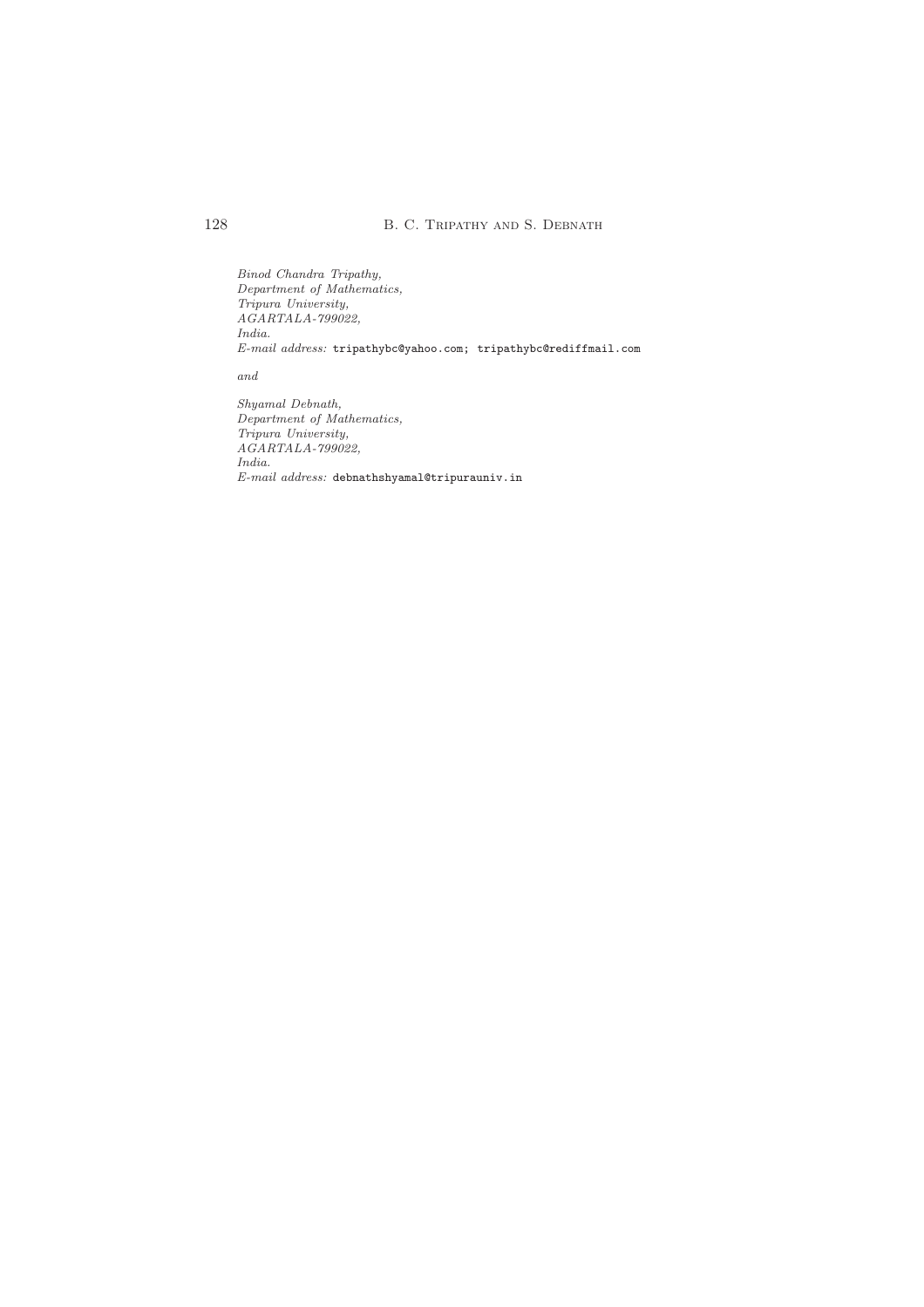*Binod Chandra Tripathy,*
*Department of Mathematics,*
*Tripura University,*
*AGARTALA-799022,*
*India.*
*E-mail address:* tripathybc@yahoo.com; tripathybc@rediffmail.com

*and*

*Shyamal Debnath,*
*Department of Mathematics,*
*Tripura University,*
*AGARTALA-799022,*
*India.*
*E-mail address:* debnathshyamal@tripurauniv.in